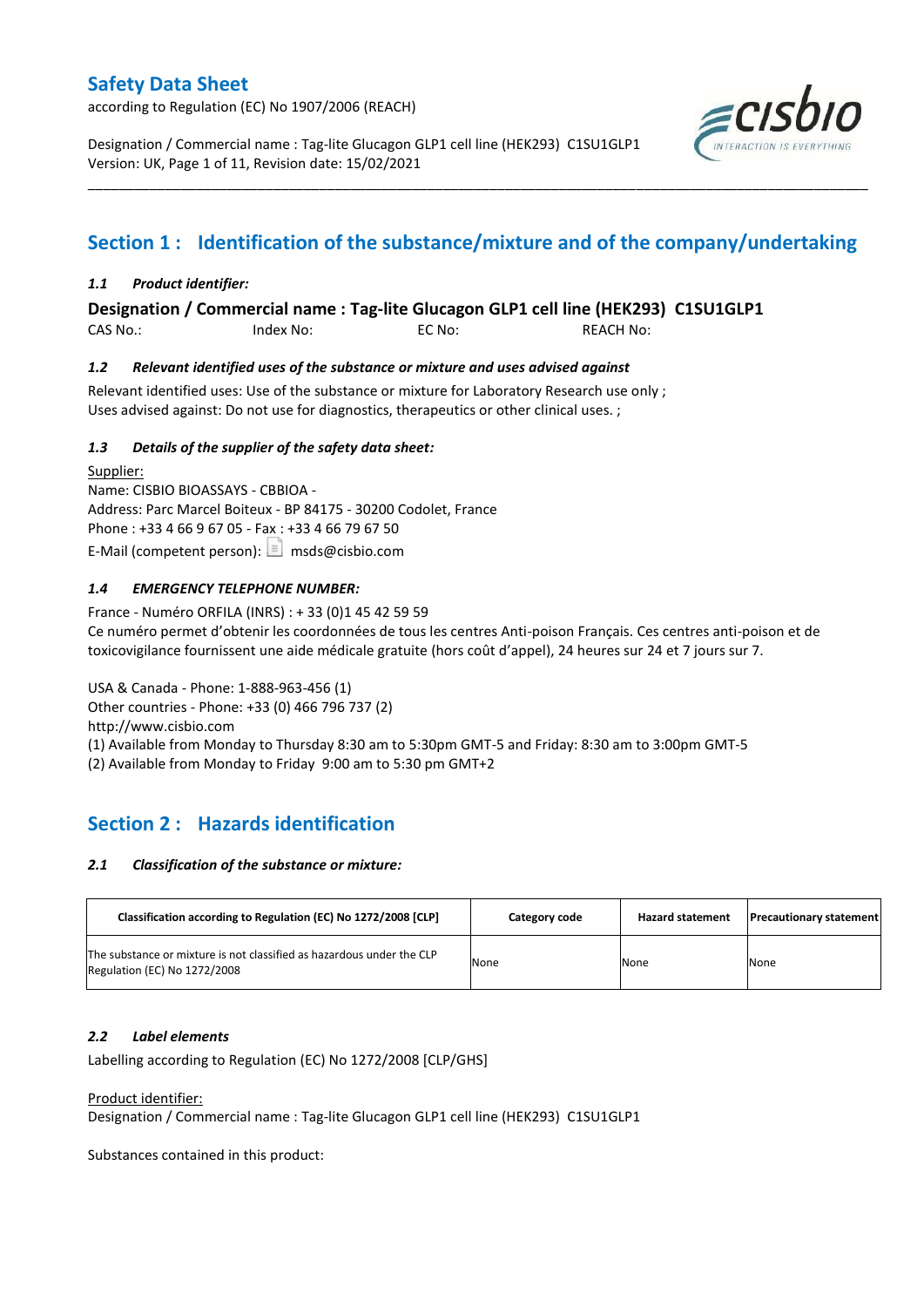# Safety Data Sheet

according to Regulation (EC) No 1907/2006 (REACH)

Designation / Commercial name : Tag-lite Glucagon GLP1 cell line (HEK293) C1SU1GLP1
Version: UK, Page 1 of 11, Revision date: 15/02/2021

## Section 1 : Identification of the substance/mixture and of the company/undertaking

### *1.1 Product identifier:*

**Designation / Commercial name : Tag-lite Glucagon GLP1 cell line (HEK293) C1SU1GLP1**

CAS No.: Index No: EC No: REACH No:

### *1.2 Relevant identified uses of the substance or mixture and uses advised against*

Relevant identified uses: Use of the substance or mixture for Laboratory Research use only ;
Uses advised against: Do not use for diagnostics, therapeutics or other clinical uses. ;

### *1.3 Details of the supplier of the safety data sheet:*

Supplier:
Name: CISBIO BIOASSAYS - CBBIOA -
Address: Parc Marcel Boiteux - BP 84175 - 30200 Codolet, France
Phone : +33 4 66 9 67 05 - Fax : +33 4 66 79 67 50
E-Mail (competent person): msds@cisbio.com

### *1.4 EMERGENCY TELEPHONE NUMBER:*

France - Numéro ORFILA (INRS) : + 33 (0)1 45 42 59 59
Ce numéro permet d'obtenir les coordonnées de tous les centres Anti-poison Français. Ces centres anti-poison et de toxicovigilance fournissent une aide médicale gratuite (hors coût d'appel), 24 heures sur 24 et 7 jours sur 7.

USA & Canada - Phone: 1-888-963-456 (1)
Other countries - Phone: +33 (0) 466 796 737 (2)
http://www.cisbio.com
(1) Available from Monday to Thursday 8:30 am to 5:30pm GMT-5 and Friday: 8:30 am to 3:00pm GMT-5
(2) Available from Monday to Friday 9:00 am to 5:30 pm GMT+2

## Section 2 : Hazards identification

### *2.1 Classification of the substance or mixture:*

| Classification according to Regulation (EC) No 1272/2008 [CLP] | Category code | Hazard statement | Precautionary statement |
|---|---|---|---|
| The substance or mixture is not classified as hazardous under the CLP Regulation (EC) No 1272/2008 | None | None | None |

### *2.2 Label elements*

Labelling according to Regulation (EC) No 1272/2008 [CLP/GHS]

Product identifier:
Designation / Commercial name : Tag-lite Glucagon GLP1 cell line (HEK293) C1SU1GLP1

Substances contained in this product: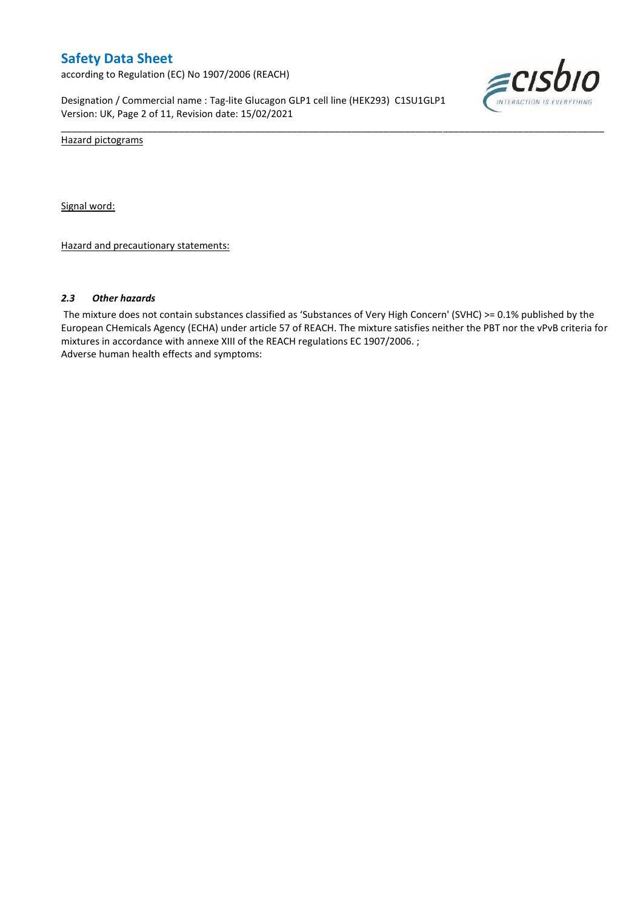Hazard pictograms

Signal word:

Hazard and precautionary statements:

### *2.3 Other hazards*

The mixture does not contain substances classified as 'Substances of Very High Concern' (SVHC) >= 0.1% published by the European CHemicals Agency (ECHA) under article 57 of REACH. The mixture satisfies neither the PBT nor the vPvB criteria for mixtures in accordance with annexe XIII of the REACH regulations EC 1907/2006. ;
Adverse human health effects and symptoms: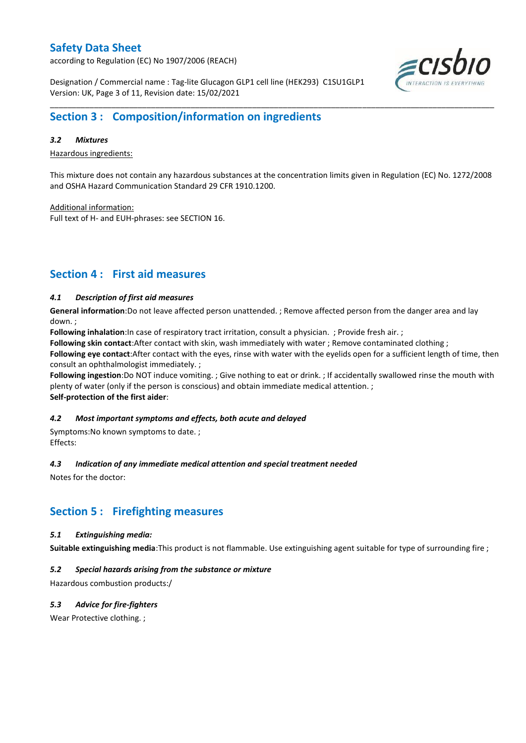## Section 3 : Composition/information on ingredients

### *3.2 Mixtures*

Hazardous ingredients:

This mixture does not contain any hazardous substances at the concentration limits given in Regulation (EC) No. 1272/2008 and OSHA Hazard Communication Standard 29 CFR 1910.1200.

Additional information:
Full text of H- and EUH-phrases: see SECTION 16.

## Section 4 : First aid measures

### *4.1 Description of first aid measures*

**General information**:Do not leave affected person unattended. ; Remove affected person from the danger area and lay down. ;
**Following inhalation**:In case of respiratory tract irritation, consult a physician. ; Provide fresh air. ;
**Following skin contact**:After contact with skin, wash immediately with water ; Remove contaminated clothing ;
**Following eye contact**:After contact with the eyes, rinse with water with the eyelids open for a sufficient length of time, then consult an ophthalmologist immediately. ;
**Following ingestion**:Do NOT induce vomiting. ; Give nothing to eat or drink. ; If accidentally swallowed rinse the mouth with plenty of water (only if the person is conscious) and obtain immediate medical attention. ;
**Self-protection of the first aider**:

### *4.2 Most important symptoms and effects, both acute and delayed*

Symptoms:No known symptoms to date. ;
Effects:

### *4.3 Indication of any immediate medical attention and special treatment needed*

Notes for the doctor:

## Section 5 : Firefighting measures

### *5.1 Extinguishing media:*

**Suitable extinguishing media**:This product is not flammable. Use extinguishing agent suitable for type of surrounding fire ;

### *5.2 Special hazards arising from the substance or mixture*

Hazardous combustion products:/

### *5.3 Advice for fire-fighters*

Wear Protective clothing. ;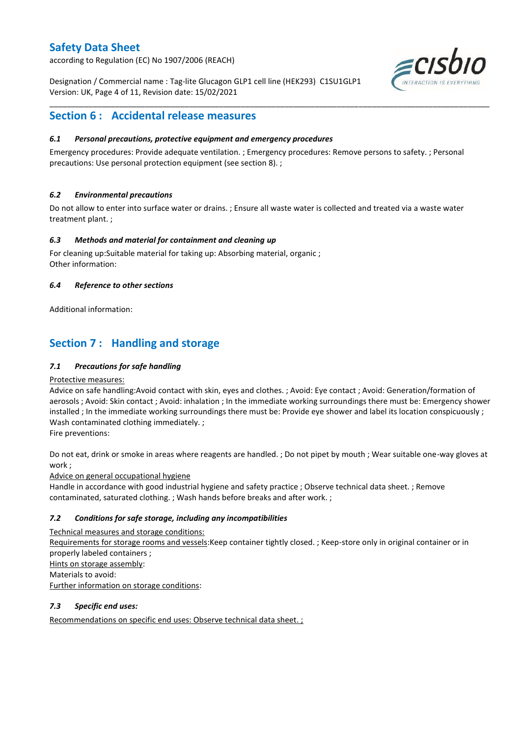## Section 6 : Accidental release measures

### *6.1 Personal precautions, protective equipment and emergency procedures*

Emergency procedures: Provide adequate ventilation. ; Emergency procedures: Remove persons to safety. ; Personal precautions: Use personal protection equipment (see section 8). ;

### *6.2 Environmental precautions*

Do not allow to enter into surface water or drains. ; Ensure all waste water is collected and treated via a waste water treatment plant. ;

### *6.3 Methods and material for containment and cleaning up*

For cleaning up:Suitable material for taking up: Absorbing material, organic ;
Other information:

### *6.4 Reference to other sections*

Additional information:

## Section 7 : Handling and storage

### *7.1 Precautions for safe handling*

Protective measures:
Advice on safe handling:Avoid contact with skin, eyes and clothes. ; Avoid: Eye contact ; Avoid: Generation/formation of aerosols ; Avoid: Skin contact ; Avoid: inhalation ; In the immediate working surroundings there must be: Emergency shower installed ; In the immediate working surroundings there must be: Provide eye shower and label its location conspicuously ; Wash contaminated clothing immediately. ;
Fire preventions:

Do not eat, drink or smoke in areas where reagents are handled. ; Do not pipet by mouth ; Wear suitable one-way gloves at work ;
Advice on general occupational hygiene
Handle in accordance with good industrial hygiene and safety practice ; Observe technical data sheet. ; Remove contaminated, saturated clothing. ; Wash hands before breaks and after work. ;

### *7.2 Conditions for safe storage, including any incompatibilities*

Technical measures and storage conditions:
Requirements for storage rooms and vessels:Keep container tightly closed. ; Keep-store only in original container or in properly labeled containers ;
Hints on storage assembly:
Materials to avoid:
Further information on storage conditions:

### *7.3 Specific end uses:*

Recommendations on specific end uses: Observe technical data sheet. ;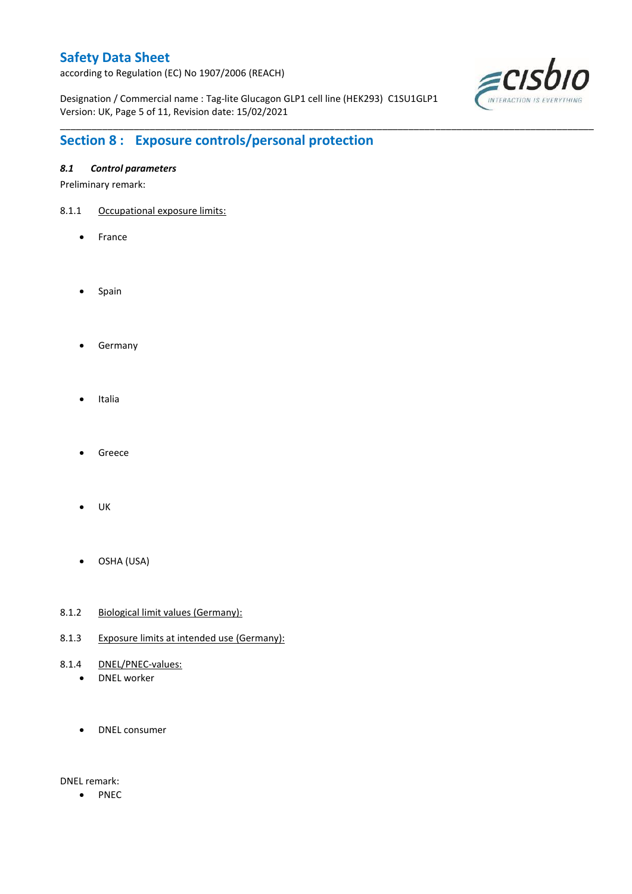## Section 8 : Exposure controls/personal protection

### *8.1 Control parameters*

Preliminary remark:

8.1.1 Occupational exposure limits:

- France

- Spain

- Germany

- Italia

- Greece

- UK

- OSHA (USA)

8.1.2 Biological limit values (Germany):

8.1.3 Exposure limits at intended use (Germany):

8.1.4 DNEL/PNEC-values:

- DNEL worker

- DNEL consumer

DNEL remark:

- PNEC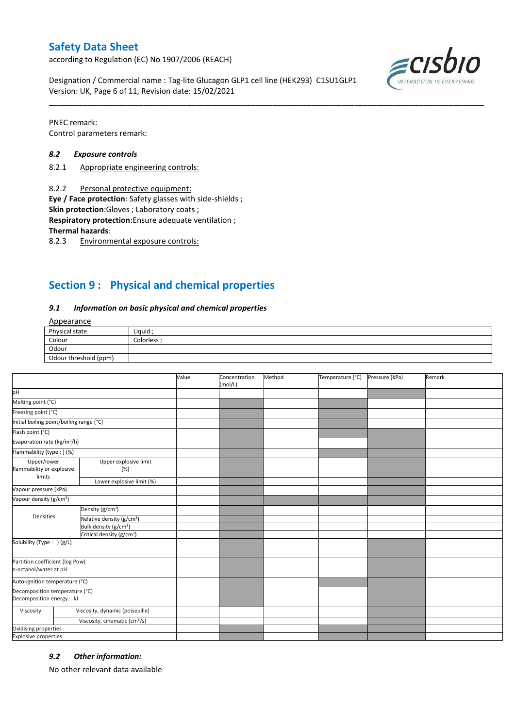PNEC remark:
Control parameters remark:

### *8.2 Exposure controls*

8.2.1 Appropriate engineering controls:

8.2.2 Personal protective equipment:
**Eye / Face protection**: Safety glasses with side-shields ;
**Skin protection**:Gloves ; Laboratory coats ;
**Respiratory protection**:Ensure adequate ventilation ;
**Thermal hazards**:
8.2.3 Environmental exposure controls:

## Section 9 : Physical and chemical properties

### *9.1 Information on basic physical and chemical properties*

Appearance

| Physical state | Liquid ; |
|---|---|
| Colour | Colorless ; |
| Odour | |
| Odour threshold (ppm) | |

| | | Value | Concentration (mol/L) | Method | Temperature (°C) | Pressure (kPa) | Remark |
|---|---|---|---|---|---|---|---|
| pH | | | | | | | |
| Melting point (°C) | | | | | | | |
| Freezing point (°C) | | | | | | | |
| Initial boiling point/boiling range (°C) | | | | | | | |
| Flash point (°C) | | | | | | | |
| Evaporation rate (kg/m²/h) | | | | | | | |
| Flammability (type : ) (%) | | | | | | | |
| Upper/lower flammability or explosive limits | Upper explosive limit (%) | | | | | | |
| | Lower explosive limit (%) | | | | | | |
| Vapour pressure (kPa) | | | | | | | |
| Vapour density (g/cm³) | | | | | | | |
| Densities | Density (g/cm³) | | | | | | |
| | Relative density (g/cm³) | | | | | | |
| | Bulk density (g/cm³) | | | | | | |
| | Critical density (g/cm³) | | | | | | |
| Solubility (Type : ) (g/L) | | | | | | | |
| Partition coefficient (log Pow) n-octanol/water at pH : | | | | | | | |
| Auto-ignition temperature (°C) | | | | | | | |
| Decomposition temperature (°C) Decomposition energy : kJ | | | | | | | |
| Viscosity | Viscosity, dynamic (poiseuille) | | | | | | |
| | Viscosity, cinematic (cm³/s) | | | | | | |
| Oxidising properties | | | | | | | |
| Explosive properties | | | | | | | |

### *9.2 Other information:*

No other relevant data available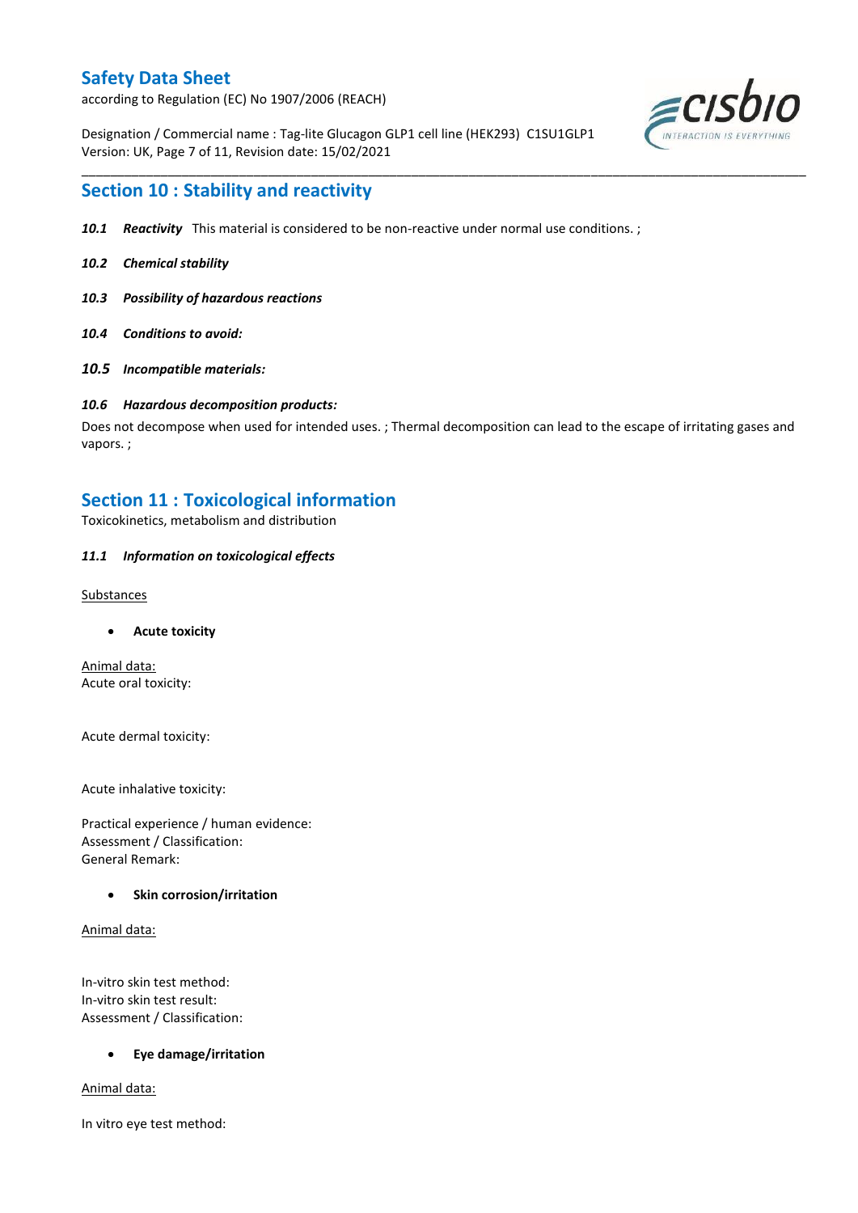## Section 10 : Stability and reactivity

***10.1 Reactivity*** This material is considered to be non-reactive under normal use conditions. ;

***10.2 Chemical stability***

***10.3 Possibility of hazardous reactions***

***10.4 Conditions to avoid:***

***10.5 Incompatible materials:***

***10.6 Hazardous decomposition products:***

Does not decompose when used for intended uses. ; Thermal decomposition can lead to the escape of irritating gases and vapors. ;

## Section 11 : Toxicological information

Toxicokinetics, metabolism and distribution

***11.1 Information on toxicological effects***

Substances

- **Acute toxicity**

Animal data:
Acute oral toxicity:

Acute dermal toxicity:

Acute inhalative toxicity:

Practical experience / human evidence:
Assessment / Classification:
General Remark:

- **Skin corrosion/irritation**

Animal data:

In-vitro skin test method:
In-vitro skin test result:
Assessment / Classification:

- **Eye damage/irritation**

Animal data:

In vitro eye test method: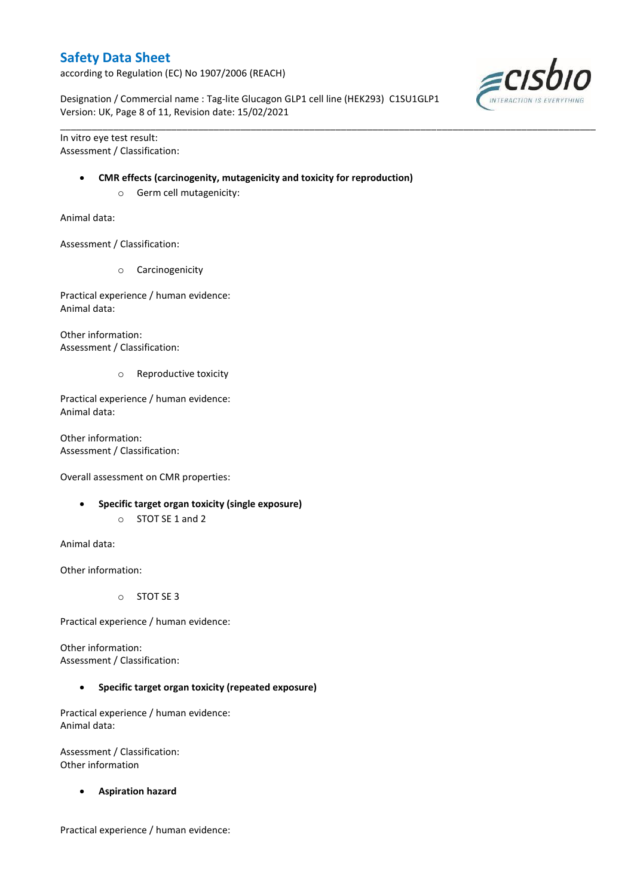In vitro eye test result:
Assessment / Classification:

- **CMR effects (carcinogenity, mutagenicity and toxicity for reproduction)**
    - Germ cell mutagenicity:

Animal data:

Assessment / Classification:

- Carcinogenicity

Practical experience / human evidence:
Animal data:

Other information:
Assessment / Classification:

- Reproductive toxicity

Practical experience / human evidence:
Animal data:

Other information:
Assessment / Classification:

Overall assessment on CMR properties:

- **Specific target organ toxicity (single exposure)**
    - STOT SE 1 and 2

Animal data:

Other information:

- STOT SE 3

Practical experience / human evidence:

Other information:
Assessment / Classification:

- **Specific target organ toxicity (repeated exposure)**

Practical experience / human evidence:
Animal data:

Assessment / Classification:
Other information

- **Aspiration hazard**

Practical experience / human evidence: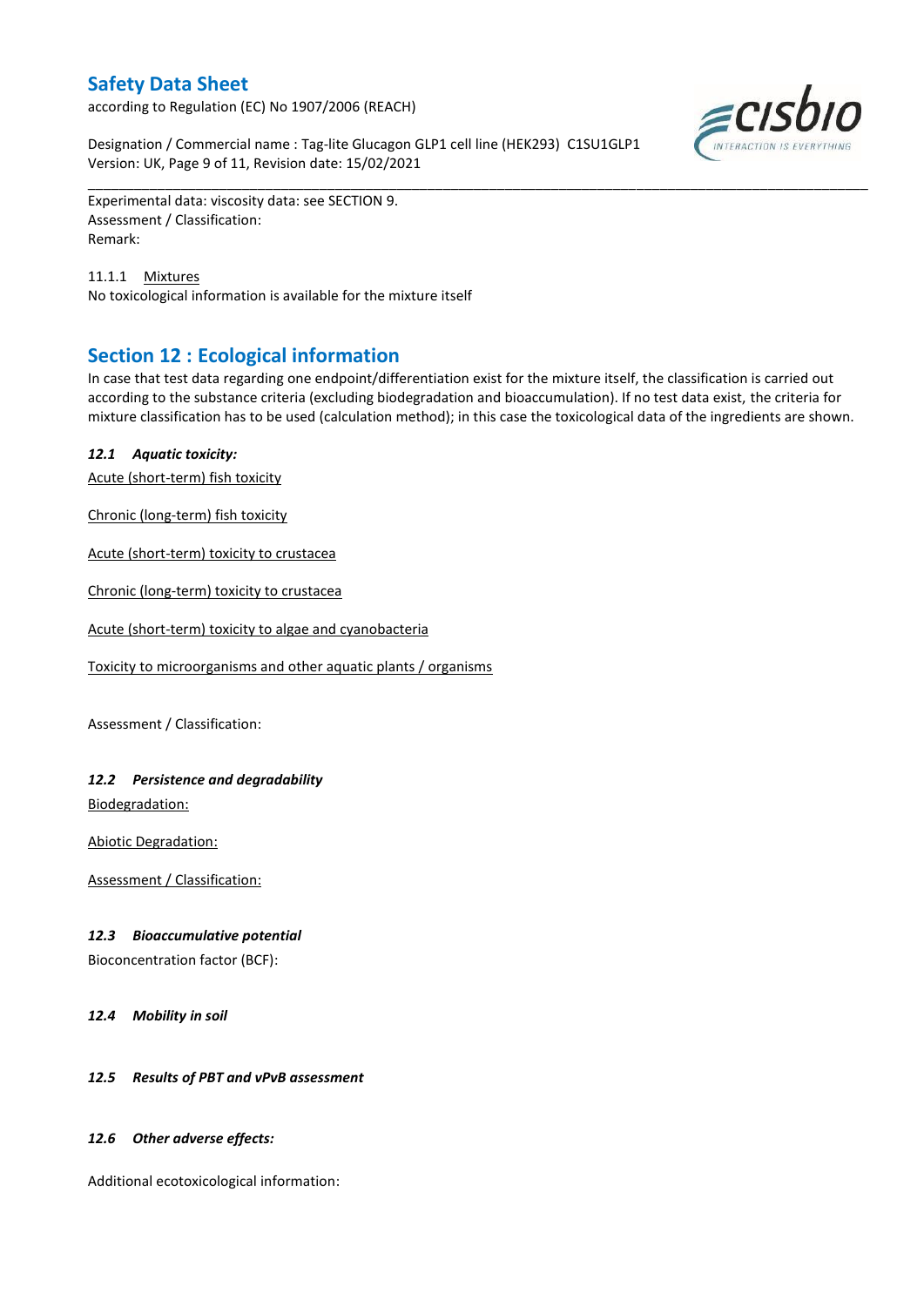Experimental data: viscosity data: see SECTION 9.
Assessment / Classification:
Remark:

11.1.1 Mixtures
No toxicological information is available for the mixture itself

## Section 12 : Ecological information

In case that test data regarding one endpoint/differentiation exist for the mixture itself, the classification is carried out according to the substance criteria (excluding biodegradation and bioaccumulation). If no test data exist, the criteria for mixture classification has to be used (calculation method); in this case the toxicological data of the ingredients are shown.

### *12.1 Aquatic toxicity:*

Acute (short-term) fish toxicity

Chronic (long-term) fish toxicity

Acute (short-term) toxicity to crustacea

Chronic (long-term) toxicity to crustacea

Acute (short-term) toxicity to algae and cyanobacteria

Toxicity to microorganisms and other aquatic plants / organisms

Assessment / Classification:

### *12.2 Persistence and degradability*

Biodegradation:

Abiotic Degradation:

Assessment / Classification:

### *12.3 Bioaccumulative potential*

Bioconcentration factor (BCF):

### *12.4 Mobility in soil*

### *12.5 Results of PBT and vPvB assessment*

### *12.6 Other adverse effects:*

Additional ecotoxicological information: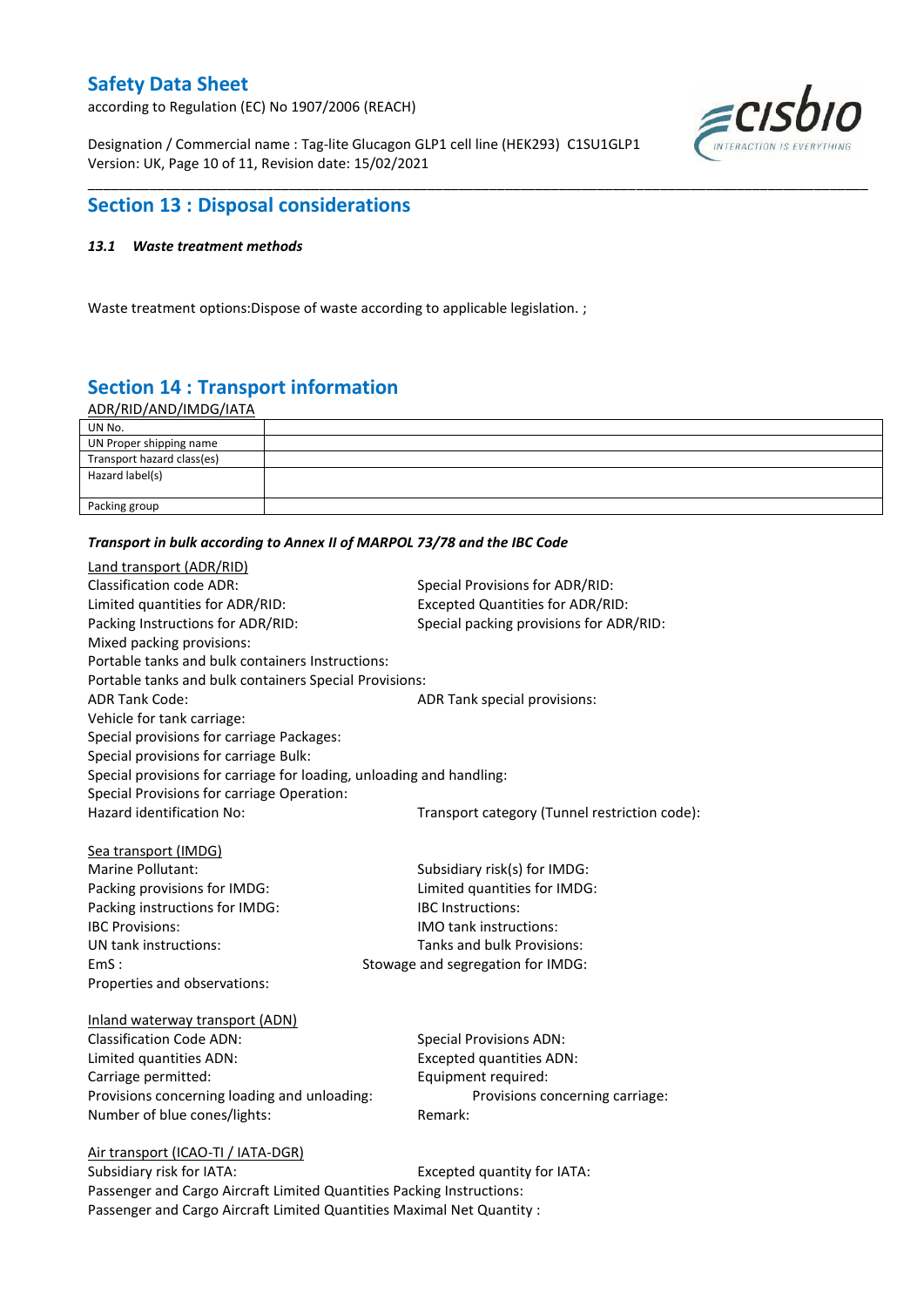## Section 13 : Disposal considerations

### *13.1 Waste treatment methods*

Waste treatment options:Dispose of waste according to applicable legislation. ;

## Section 14 : Transport information

ADR/RID/AND/IMDG/IATA

| UN No. | |
|---|---|
| UN Proper shipping name | |
| Transport hazard class(es) | |
| Hazard label(s) | |
| Packing group | |

***Transport in bulk according to Annex II of MARPOL 73/78 and the IBC Code***

Land transport (ADR/RID)

Classification code ADR:

Special Provisions for ADR/RID:

Limited quantities for ADR/RID:

Excepted Quantities for ADR/RID:

Packing Instructions for ADR/RID:

Special packing provisions for ADR/RID:

Mixed packing provisions:

Portable tanks and bulk containers Instructions:

Portable tanks and bulk containers Special Provisions:

ADR Tank Code:

ADR Tank special provisions:

Vehicle for tank carriage:

Special provisions for carriage Packages:

Special provisions for carriage Bulk:

Special provisions for carriage for loading, unloading and handling:

Special Provisions for carriage Operation:

Hazard identification No:

Transport category (Tunnel restriction code):

Sea transport (IMDG)

Marine Pollutant:

Subsidiary risk(s) for IMDG:

Packing provisions for IMDG:

Limited quantities for IMDG:

Packing instructions for IMDG:

IBC Instructions:

IBC Provisions:

IMO tank instructions:

UN tank instructions:

Tanks and bulk Provisions:

EmS :

Stowage and segregation for IMDG:

Properties and observations:

Inland waterway transport (ADN)

Classification Code ADN:

Special Provisions ADN:

Limited quantities ADN:

Excepted quantities ADN:

Carriage permitted:

Equipment required:

Provisions concerning loading and unloading:

Provisions concerning carriage:

Number of blue cones/lights:

Remark:

Air transport (ICAO-TI / IATA-DGR)

Subsidiary risk for IATA:

Excepted quantity for IATA:

Passenger and Cargo Aircraft Limited Quantities Packing Instructions:

Passenger and Cargo Aircraft Limited Quantities Maximal Net Quantity :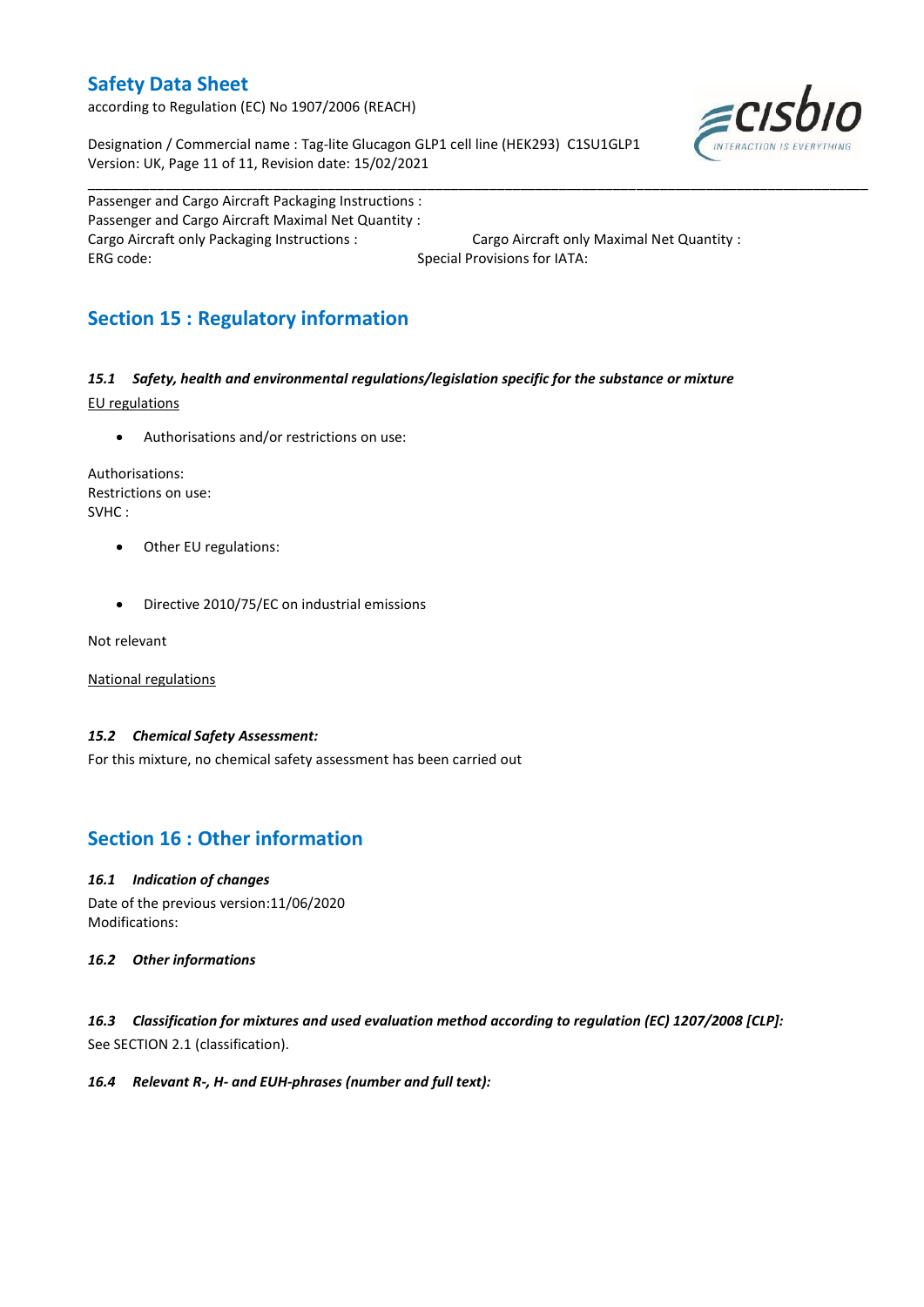Passenger and Cargo Aircraft Packaging Instructions :
Passenger and Cargo Aircraft Maximal Net Quantity :
Cargo Aircraft only Packaging Instructions : Cargo Aircraft only Maximal Net Quantity :
ERG code: Special Provisions for IATA:

## Section 15 : Regulatory information

### *15.1 Safety, health and environmental regulations/legislation specific for the substance or mixture*

EU regulations

- Authorisations and/or restrictions on use:

Authorisations:
Restrictions on use:
SVHC :

- Other EU regulations:

- Directive 2010/75/EC on industrial emissions

Not relevant

National regulations

### *15.2 Chemical Safety Assessment:*

For this mixture, no chemical safety assessment has been carried out

## Section 16 : Other information

### *16.1 Indication of changes*

Date of the previous version:11/06/2020
Modifications:

### *16.2 Other informations*

### *16.3 Classification for mixtures and used evaluation method according to regulation (EC) 1207/2008 [CLP]:*

See SECTION 2.1 (classification).

### *16.4 Relevant R-, H- and EUH-phrases (number and full text):*